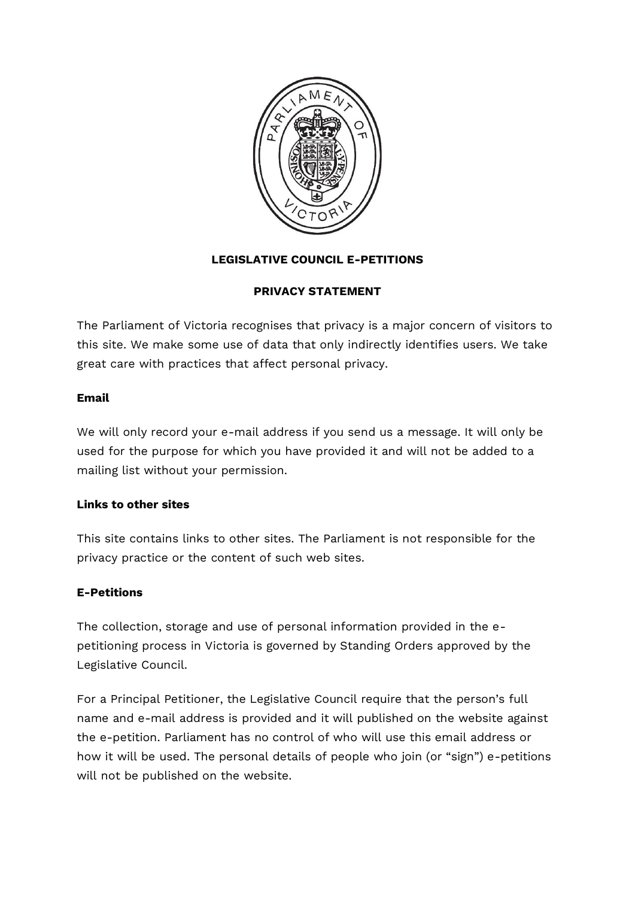**LEGISLATIVE COUNCIL E-PETITIONS**

**PRIVACY STATEMENT**

The Parliament of Victoria recognises that privacy is a major concern of visitors to this site. We make some use of data that only indirectly identifies users. We take great care with practices that affect personal privacy.

**Email**

We will only record your e-mail address if you send us a message. It will only be used for the purpose for which you have provided it and will not be added to a mailing list without your permission.

**Links to other sites**

This site contains links to other sites. The Parliament is not responsible for the privacy practice or the content of such web sites.

**E-Petitions**

The collection, storage and use of personal information provided in the e-petitioning process in Victoria is governed by Standing Orders approved by the Legislative Council.

For a Principal Petitioner, the Legislative Council require that the person's full name and e-mail address is provided and it will published on the website against the e-petition. Parliament has no control of who will use this email address or how it will be used. The personal details of people who join (or "sign") e-petitions will not be published on the website.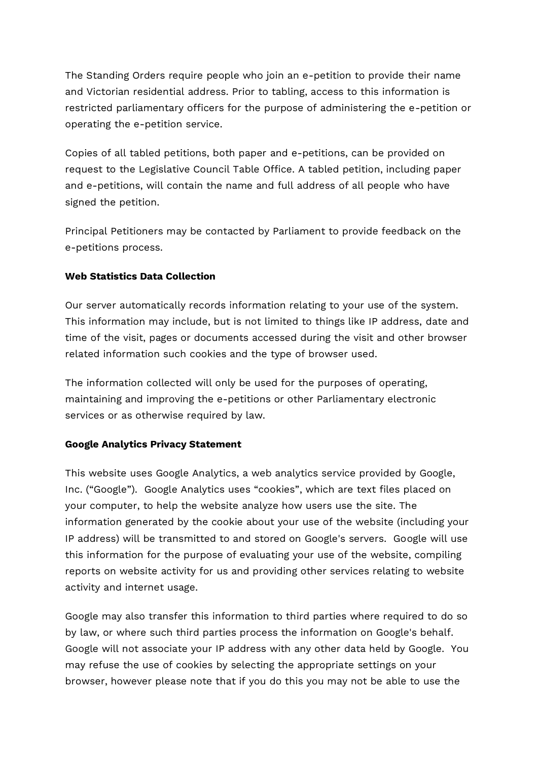The Standing Orders require people who join an e-petition to provide their name and Victorian residential address. Prior to tabling, access to this information is restricted parliamentary officers for the purpose of administering the e-petition or operating the e-petition service.

Copies of all tabled petitions, both paper and e-petitions, can be provided on request to the Legislative Council Table Office. A tabled petition, including paper and e-petitions, will contain the name and full address of all people who have signed the petition.

Principal Petitioners may be contacted by Parliament to provide feedback on the e-petitions process.

**Web Statistics Data Collection**

Our server automatically records information relating to your use of the system. This information may include, but is not limited to things like IP address, date and time of the visit, pages or documents accessed during the visit and other browser related information such cookies and the type of browser used.

The information collected will only be used for the purposes of operating, maintaining and improving the e-petitions or other Parliamentary electronic services or as otherwise required by law.

**Google Analytics Privacy Statement**

This website uses Google Analytics, a web analytics service provided by Google, Inc. ("Google"). Google Analytics uses "cookies", which are text files placed on your computer, to help the website analyze how users use the site. The information generated by the cookie about your use of the website (including your IP address) will be transmitted to and stored on Google's servers. Google will use this information for the purpose of evaluating your use of the website, compiling reports on website activity for us and providing other services relating to website activity and internet usage.

Google may also transfer this information to third parties where required to do so by law, or where such third parties process the information on Google's behalf. Google will not associate your IP address with any other data held by Google. You may refuse the use of cookies by selecting the appropriate settings on your browser, however please note that if you do this you may not be able to use the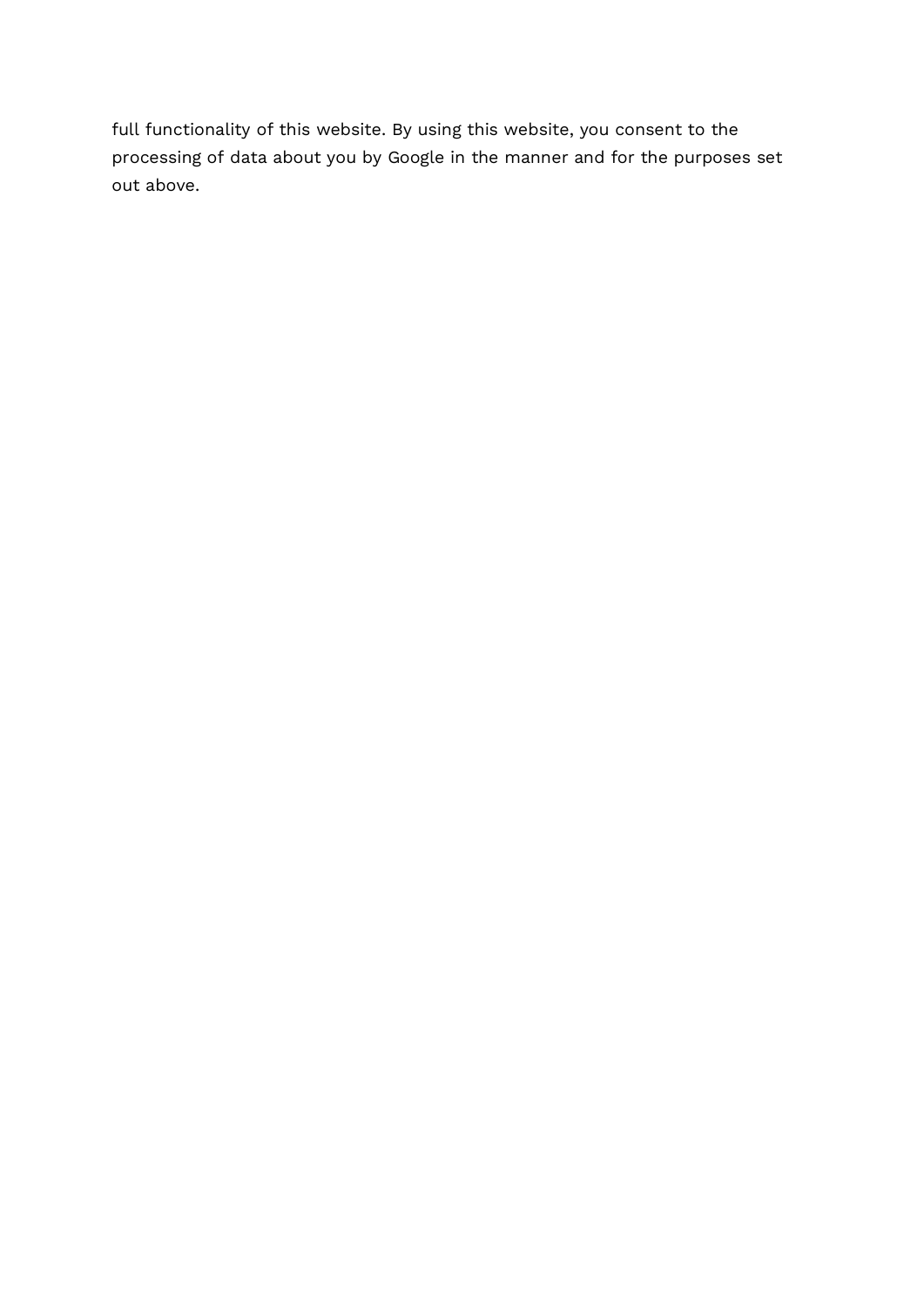full functionality of this website. By using this website, you consent to the processing of data about you by Google in the manner and for the purposes set out above.